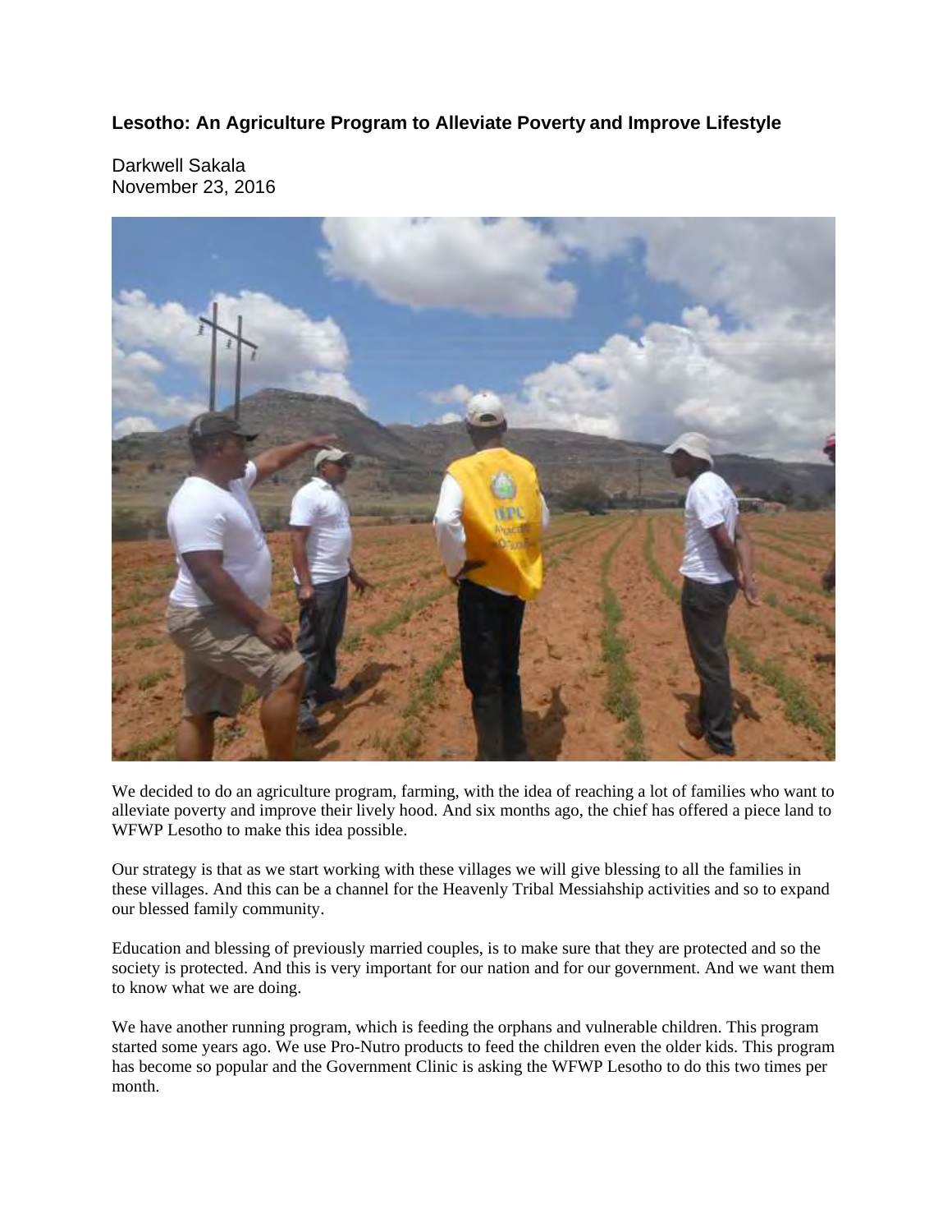**Lesotho: An Agriculture Program to Alleviate Poverty and Improve Lifestyle**

Darkwell Sakala
November 23, 2016

We decided to do an agriculture program, farming, with the idea of reaching a lot of families who want to alleviate poverty and improve their lively hood. And six months ago, the chief has offered a piece land to WFWP Lesotho to make this idea possible.

Our strategy is that as we start working with these villages we will give blessing to all the families in these villages. And this can be a channel for the Heavenly Tribal Messiahship activities and so to expand our blessed family community.

Education and blessing of previously married couples, is to make sure that they are protected and so the society is protected. And this is very important for our nation and for our government. And we want them to know what we are doing.

We have another running program, which is feeding the orphans and vulnerable children. This program started some years ago. We use Pro-Nutro products to feed the children even the older kids. This program has become so popular and the Government Clinic is asking the WFWP Lesotho to do this two times per month.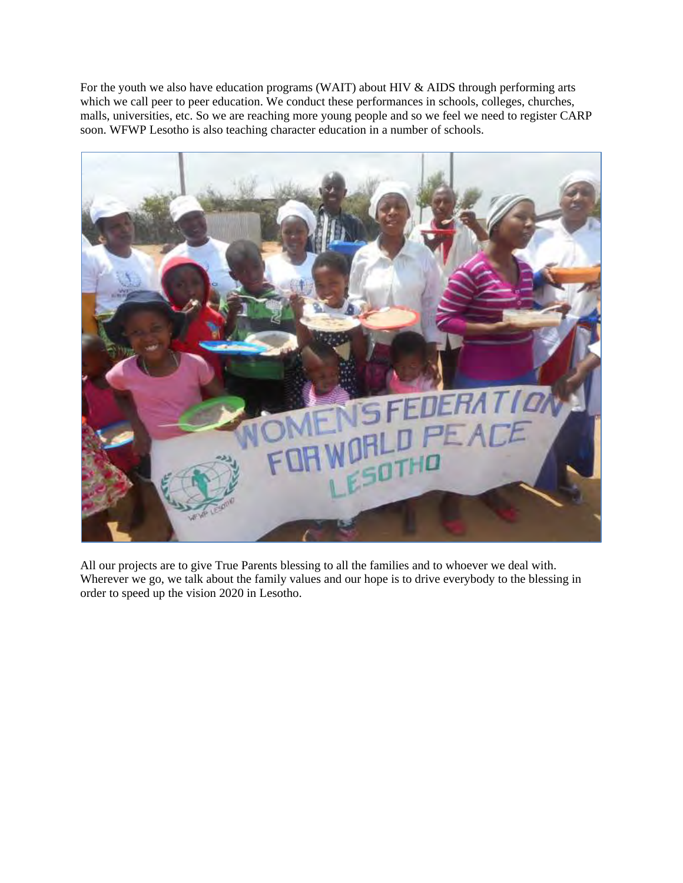For the youth we also have education programs (WAIT) about HIV & AIDS through performing arts which we call peer to peer education. We conduct these performances in schools, colleges, churches, malls, universities, etc. So we are reaching more young people and so we feel we need to register CARP soon. WFWP Lesotho is also teaching character education in a number of schools.

All our projects are to give True Parents blessing to all the families and to whoever we deal with. Wherever we go, we talk about the family values and our hope is to drive everybody to the blessing in order to speed up the vision 2020 in Lesotho.